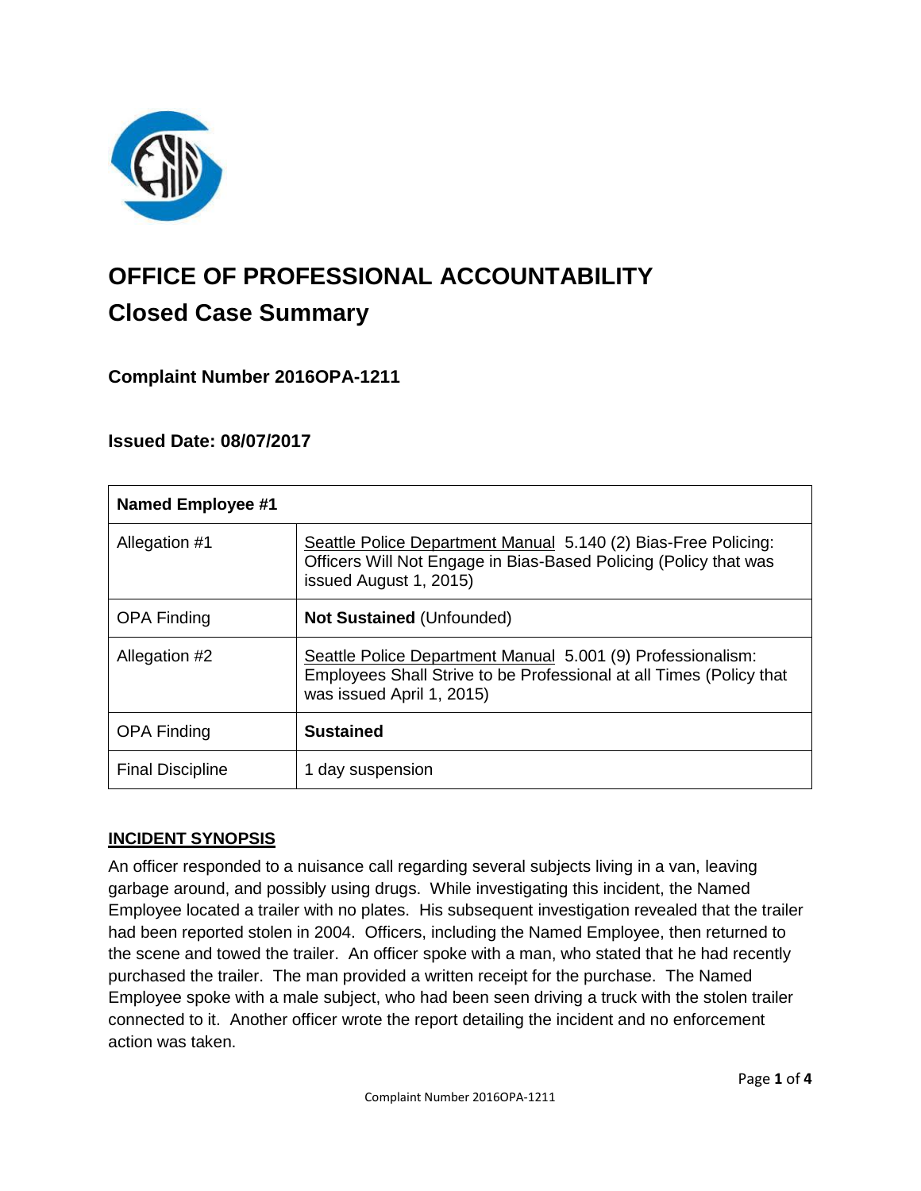# OFFICE OF PROFESSIONAL ACCOUNTABILITY

## Closed Case Summary

### Complaint Number 2016OPA-1211

### Issued Date: 08/07/2017

| Named Employee #1 | |
|---|---|
| Allegation #1 | Seattle Police Department Manual 5.140 (2) Bias-Free Policing: Officers Will Not Engage in Bias-Based Policing (Policy that was issued August 1, 2015) |
| OPA Finding | **Not Sustained** (Unfounded) |
| Allegation #2 | Seattle Police Department Manual 5.001 (9) Professionalism: Employees Shall Strive to be Professional at all Times (Policy that was issued April 1, 2015) |
| OPA Finding | **Sustained** |
| Final Discipline | 1 day suspension |

**INCIDENT SYNOPSIS**

An officer responded to a nuisance call regarding several subjects living in a van, leaving garbage around, and possibly using drugs. While investigating this incident, the Named Employee located a trailer with no plates. His subsequent investigation revealed that the trailer had been reported stolen in 2004. Officers, including the Named Employee, then returned to the scene and towed the trailer. An officer spoke with a man, who stated that he had recently purchased the trailer. The man provided a written receipt for the purchase. The Named Employee spoke with a male subject, who had been seen driving a truck with the stolen trailer connected to it. Another officer wrote the report detailing the incident and no enforcement action was taken.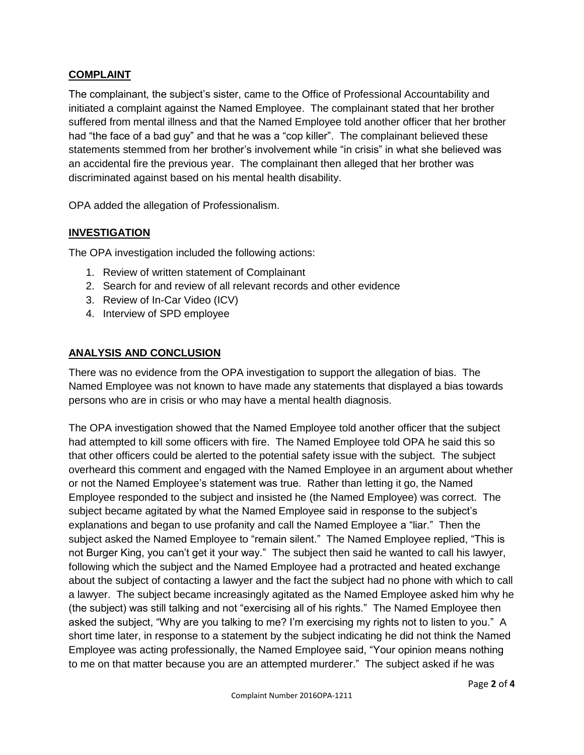## COMPLAINT

The complainant, the subject's sister, came to the Office of Professional Accountability and initiated a complaint against the Named Employee. The complainant stated that her brother suffered from mental illness and that the Named Employee told another officer that her brother had "the face of a bad guy" and that he was a "cop killer". The complainant believed these statements stemmed from her brother's involvement while "in crisis" in what she believed was an accidental fire the previous year. The complainant then alleged that her brother was discriminated against based on his mental health disability.

OPA added the allegation of Professionalism.

## INVESTIGATION

The OPA investigation included the following actions:

1. Review of written statement of Complainant
2. Search for and review of all relevant records and other evidence
3. Review of In-Car Video (ICV)
4. Interview of SPD employee

## ANALYSIS AND CONCLUSION

There was no evidence from the OPA investigation to support the allegation of bias. The Named Employee was not known to have made any statements that displayed a bias towards persons who are in crisis or who may have a mental health diagnosis.

The OPA investigation showed that the Named Employee told another officer that the subject had attempted to kill some officers with fire. The Named Employee told OPA he said this so that other officers could be alerted to the potential safety issue with the subject. The subject overheard this comment and engaged with the Named Employee in an argument about whether or not the Named Employee's statement was true. Rather than letting it go, the Named Employee responded to the subject and insisted he (the Named Employee) was correct. The subject became agitated by what the Named Employee said in response to the subject's explanations and began to use profanity and call the Named Employee a "liar." Then the subject asked the Named Employee to "remain silent." The Named Employee replied, "This is not Burger King, you can't get it your way." The subject then said he wanted to call his lawyer, following which the subject and the Named Employee had a protracted and heated exchange about the subject of contacting a lawyer and the fact the subject had no phone with which to call a lawyer. The subject became increasingly agitated as the Named Employee asked him why he (the subject) was still talking and not "exercising all of his rights." The Named Employee then asked the subject, "Why are you talking to me? I'm exercising my rights not to listen to you." A short time later, in response to a statement by the subject indicating he did not think the Named Employee was acting professionally, the Named Employee said, "Your opinion means nothing to me on that matter because you are an attempted murderer." The subject asked if he was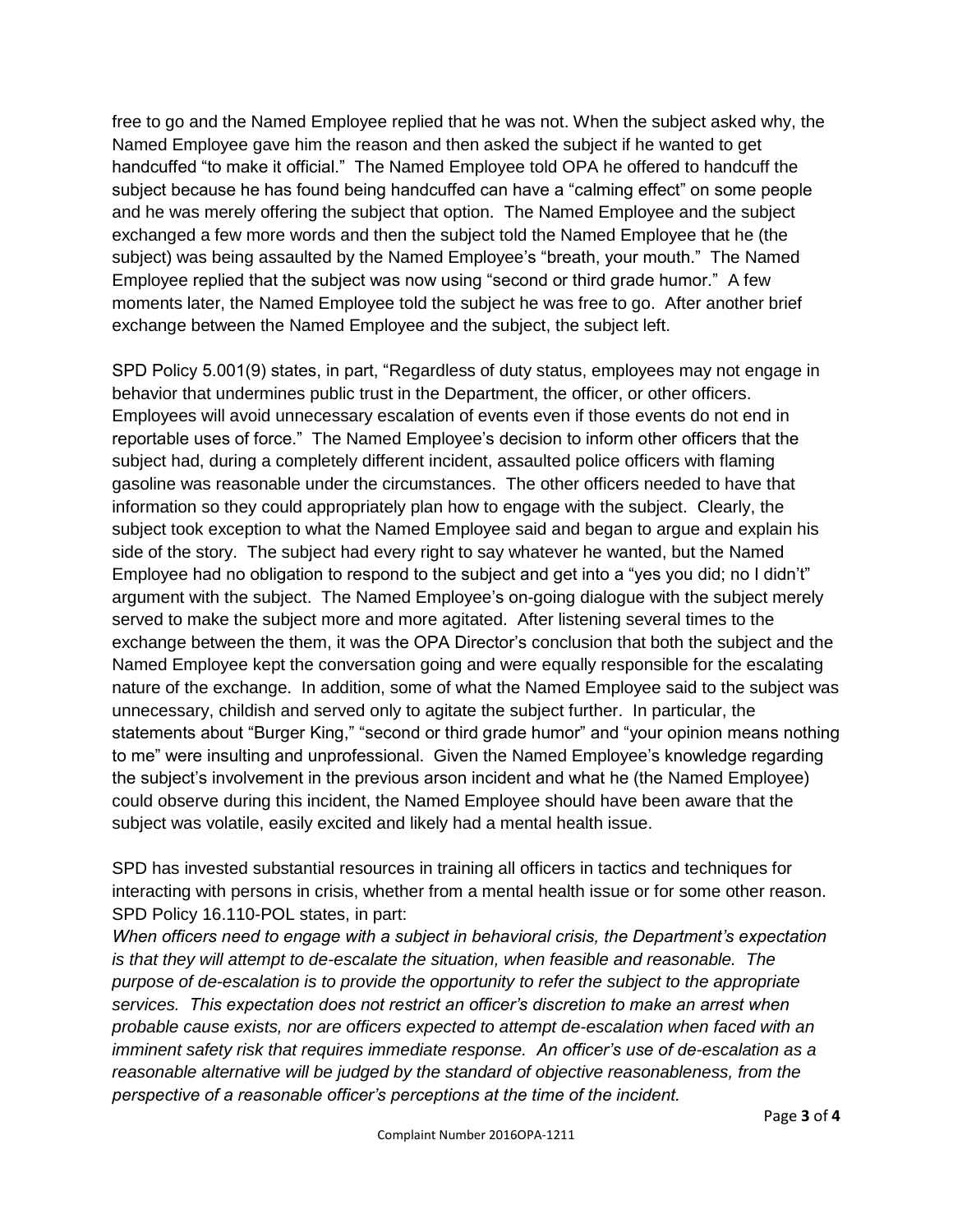free to go and the Named Employee replied that he was not. When the subject asked why, the Named Employee gave him the reason and then asked the subject if he wanted to get handcuffed "to make it official." The Named Employee told OPA he offered to handcuff the subject because he has found being handcuffed can have a "calming effect" on some people and he was merely offering the subject that option. The Named Employee and the subject exchanged a few more words and then the subject told the Named Employee that he (the subject) was being assaulted by the Named Employee's "breath, your mouth." The Named Employee replied that the subject was now using "second or third grade humor." A few moments later, the Named Employee told the subject he was free to go. After another brief exchange between the Named Employee and the subject, the subject left.

SPD Policy 5.001(9) states, in part, "Regardless of duty status, employees may not engage in behavior that undermines public trust in the Department, the officer, or other officers. Employees will avoid unnecessary escalation of events even if those events do not end in reportable uses of force." The Named Employee's decision to inform other officers that the subject had, during a completely different incident, assaulted police officers with flaming gasoline was reasonable under the circumstances. The other officers needed to have that information so they could appropriately plan how to engage with the subject. Clearly, the subject took exception to what the Named Employee said and began to argue and explain his side of the story. The subject had every right to say whatever he wanted, but the Named Employee had no obligation to respond to the subject and get into a "yes you did; no I didn't" argument with the subject. The Named Employee's on-going dialogue with the subject merely served to make the subject more and more agitated. After listening several times to the exchange between the them, it was the OPA Director's conclusion that both the subject and the Named Employee kept the conversation going and were equally responsible for the escalating nature of the exchange. In addition, some of what the Named Employee said to the subject was unnecessary, childish and served only to agitate the subject further. In particular, the statements about "Burger King," "second or third grade humor" and "your opinion means nothing to me" were insulting and unprofessional. Given the Named Employee's knowledge regarding the subject's involvement in the previous arson incident and what he (the Named Employee) could observe during this incident, the Named Employee should have been aware that the subject was volatile, easily excited and likely had a mental health issue.

SPD has invested substantial resources in training all officers in tactics and techniques for interacting with persons in crisis, whether from a mental health issue or for some other reason. SPD Policy 16.110-POL states, in part:

*When officers need to engage with a subject in behavioral crisis, the Department's expectation is that they will attempt to de-escalate the situation, when feasible and reasonable. The purpose of de-escalation is to provide the opportunity to refer the subject to the appropriate services. This expectation does not restrict an officer's discretion to make an arrest when probable cause exists, nor are officers expected to attempt de-escalation when faced with an imminent safety risk that requires immediate response. An officer's use of de-escalation as a reasonable alternative will be judged by the standard of objective reasonableness, from the perspective of a reasonable officer's perceptions at the time of the incident.*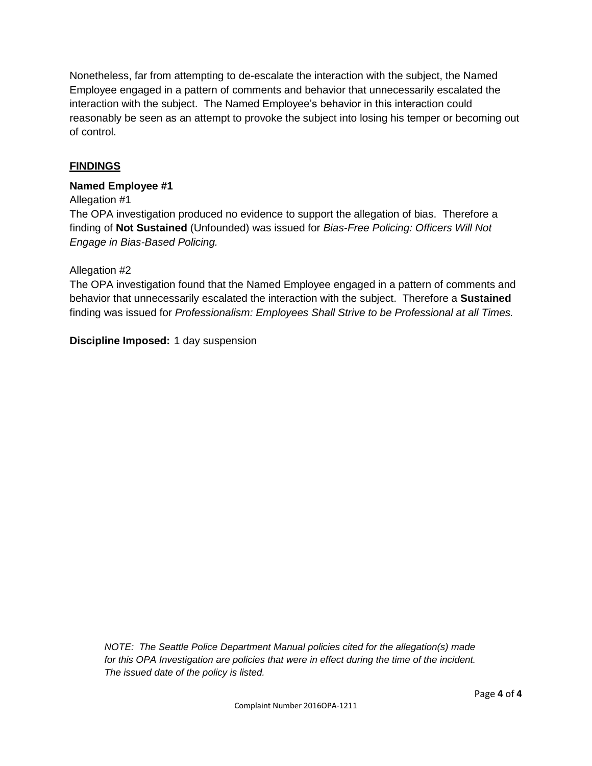Nonetheless, far from attempting to de-escalate the interaction with the subject, the Named Employee engaged in a pattern of comments and behavior that unnecessarily escalated the interaction with the subject. The Named Employee's behavior in this interaction could reasonably be seen as an attempt to provoke the subject into losing his temper or becoming out of control.

## FINDINGS

**Named Employee #1**

Allegation #1

The OPA investigation produced no evidence to support the allegation of bias. Therefore a finding of **Not Sustained** (Unfounded) was issued for *Bias-Free Policing: Officers Will Not Engage in Bias-Based Policing.*

Allegation #2

The OPA investigation found that the Named Employee engaged in a pattern of comments and behavior that unnecessarily escalated the interaction with the subject. Therefore a **Sustained** finding was issued for *Professionalism: Employees Shall Strive to be Professional at all Times.*

**Discipline Imposed:** 1 day suspension

*NOTE: The Seattle Police Department Manual policies cited for the allegation(s) made for this OPA Investigation are policies that were in effect during the time of the incident. The issued date of the policy is listed.*

Complaint Number 2016OPA-1211